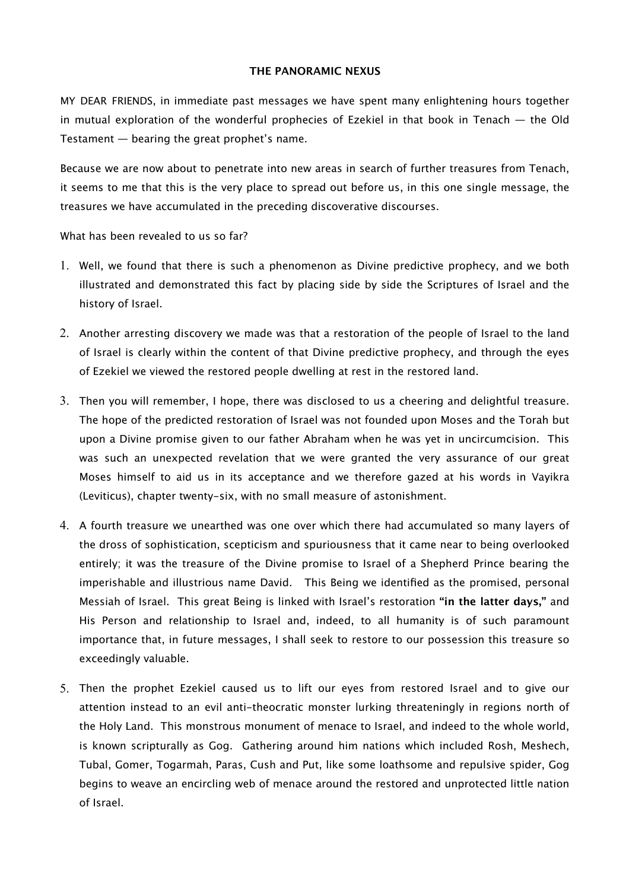**THE PANORAMIC NEXUS**

MY DEAR FRIENDS, in immediate past messages we have spent many enlightening hours together in mutual exploration of the wonderful prophecies of Ezekiel in that book in Tenach — the Old Testament — bearing the great prophet's name.

Because we are now about to penetrate into new areas in search of further treasures from Tenach, it seems to me that this is the very place to spread out before us, in this one single message, the treasures we have accumulated in the preceding discoverative discourses.

What has been revealed to us so far?

1. Well, we found that there is such a phenomenon as Divine predictive prophecy, and we both illustrated and demonstrated this fact by placing side by side the Scriptures of Israel and the history of Israel.

2. Another arresting discovery we made was that a restoration of the people of Israel to the land of Israel is clearly within the content of that Divine predictive prophecy, and through the eyes of Ezekiel we viewed the restored people dwelling at rest in the restored land.

3. Then you will remember, I hope, there was disclosed to us a cheering and delightful treasure. The hope of the predicted restoration of Israel was not founded upon Moses and the Torah but upon a Divine promise given to our father Abraham when he was yet in uncircumcision. This was such an unexpected revelation that we were granted the very assurance of our great Moses himself to aid us in its acceptance and we therefore gazed at his words in Vayikra (Leviticus), chapter twenty-six, with no small measure of astonishment.

4. A fourth treasure we unearthed was one over which there had accumulated so many layers of the dross of sophistication, scepticism and spuriousness that it came near to being overlooked entirely; it was the treasure of the Divine promise to Israel of a Shepherd Prince bearing the imperishable and illustrious name David. This Being we identified as the promised, personal Messiah of Israel. This great Being is linked with Israel's restoration **"in the latter days,"** and His Person and relationship to Israel and, indeed, to all humanity is of such paramount importance that, in future messages, I shall seek to restore to our possession this treasure so exceedingly valuable.

5. Then the prophet Ezekiel caused us to lift our eyes from restored Israel and to give our attention instead to an evil anti-theocratic monster lurking threateningly in regions north of the Holy Land. This monstrous monument of menace to Israel, and indeed to the whole world, is known scripturally as Gog. Gathering around him nations which included Rosh, Meshech, Tubal, Gomer, Togarmah, Paras, Cush and Put, like some loathsome and repulsive spider, Gog begins to weave an encircling web of menace around the restored and unprotected little nation of Israel.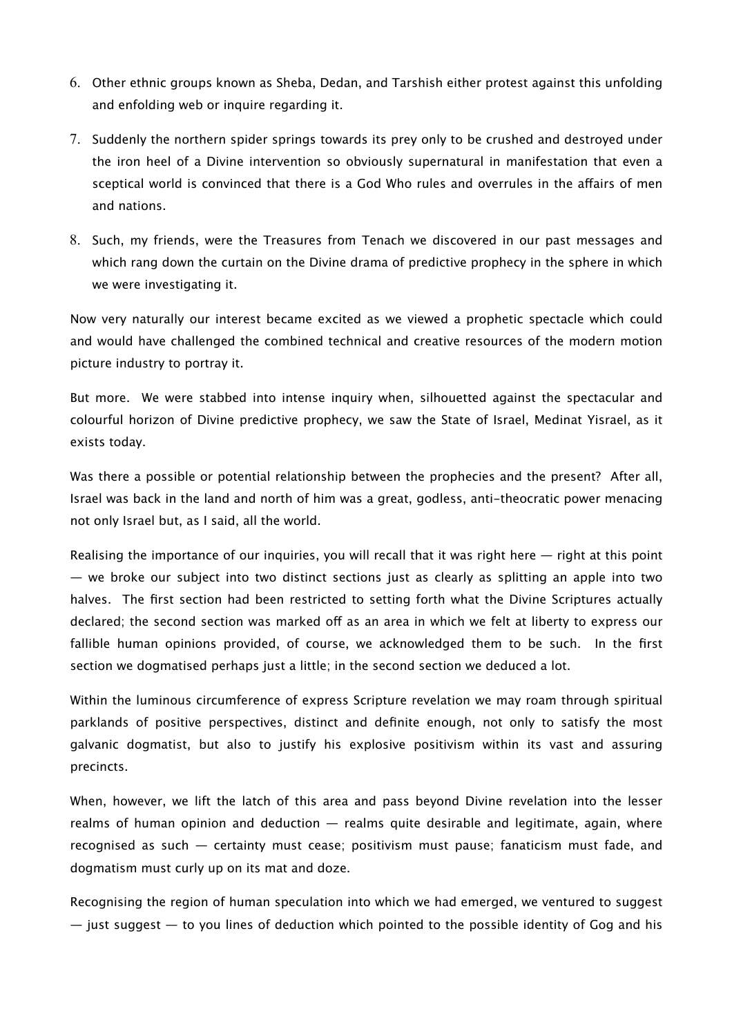6. Other ethnic groups known as Sheba, Dedan, and Tarshish either protest against this unfolding and enfolding web or inquire regarding it.
7. Suddenly the northern spider springs towards its prey only to be crushed and destroyed under the iron heel of a Divine intervention so obviously supernatural in manifestation that even a sceptical world is convinced that there is a God Who rules and overrules in the affairs of men and nations.
8. Such, my friends, were the Treasures from Tenach we discovered in our past messages and which rang down the curtain on the Divine drama of predictive prophecy in the sphere in which we were investigating it.

Now very naturally our interest became excited as we viewed a prophetic spectacle which could and would have challenged the combined technical and creative resources of the modern motion picture industry to portray it.

But more. We were stabbed into intense inquiry when, silhouetted against the spectacular and colourful horizon of Divine predictive prophecy, we saw the State of Israel, Medinat Yisrael, as it exists today.

Was there a possible or potential relationship between the prophecies and the present? After all, Israel was back in the land and north of him was a great, godless, anti-theocratic power menacing not only Israel but, as I said, all the world.

Realising the importance of our inquiries, you will recall that it was right here — right at this point — we broke our subject into two distinct sections just as clearly as splitting an apple into two halves. The first section had been restricted to setting forth what the Divine Scriptures actually declared; the second section was marked off as an area in which we felt at liberty to express our fallible human opinions provided, of course, we acknowledged them to be such. In the first section we dogmatised perhaps just a little; in the second section we deduced a lot.

Within the luminous circumference of express Scripture revelation we may roam through spiritual parklands of positive perspectives, distinct and definite enough, not only to satisfy the most galvanic dogmatist, but also to justify his explosive positivism within its vast and assuring precincts.

When, however, we lift the latch of this area and pass beyond Divine revelation into the lesser realms of human opinion and deduction — realms quite desirable and legitimate, again, where recognised as such — certainty must cease; positivism must pause; fanaticism must fade, and dogmatism must curly up on its mat and doze.

Recognising the region of human speculation into which we had emerged, we ventured to suggest — just suggest — to you lines of deduction which pointed to the possible identity of Gog and his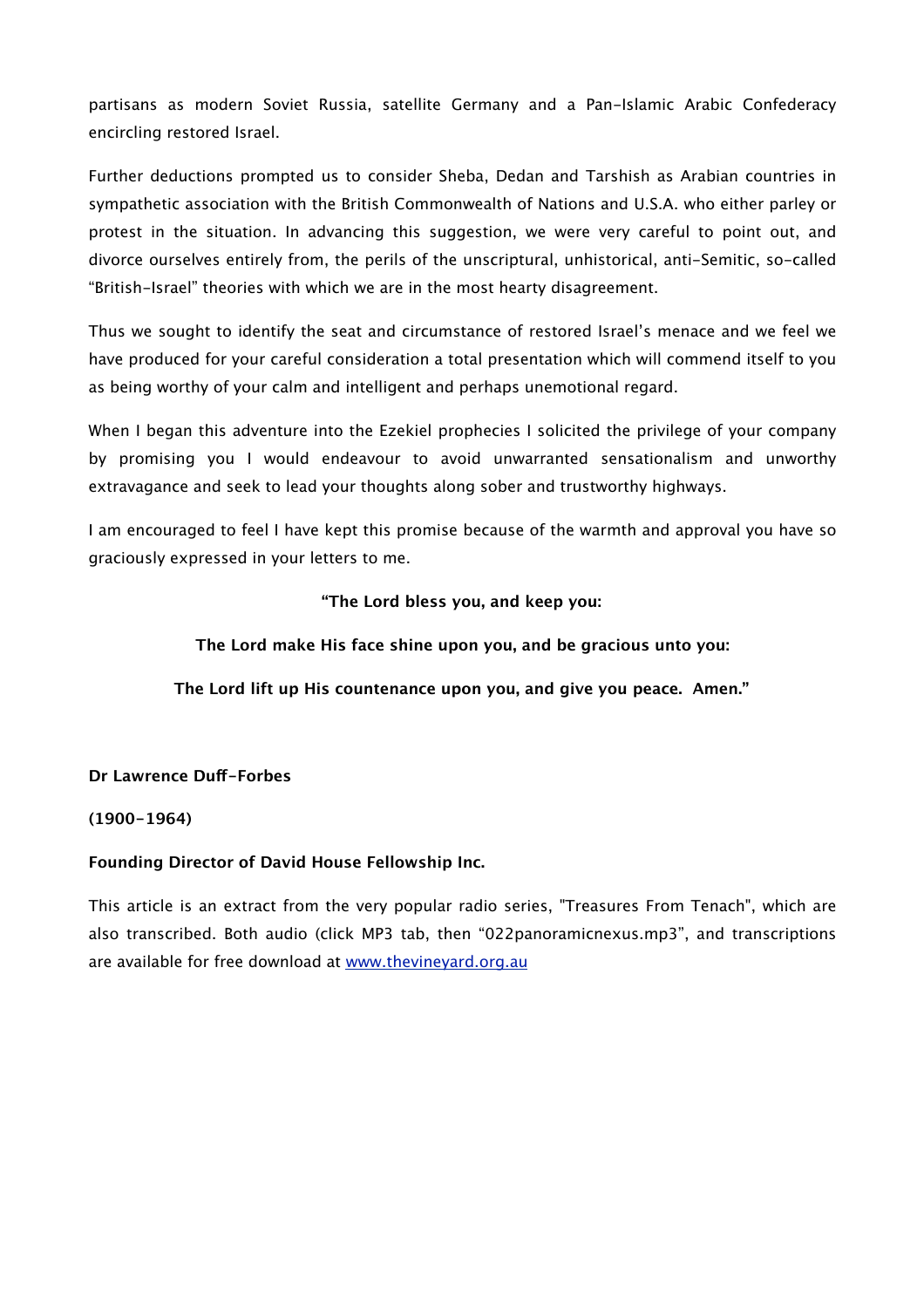partisans as modern Soviet Russia, satellite Germany and a Pan-Islamic Arabic Confederacy encircling restored Israel.

Further deductions prompted us to consider Sheba, Dedan and Tarshish as Arabian countries in sympathetic association with the British Commonwealth of Nations and U.S.A. who either parley or protest in the situation. In advancing this suggestion, we were very careful to point out, and divorce ourselves entirely from, the perils of the unscriptural, unhistorical, anti-Semitic, so-called "British-Israel" theories with which we are in the most hearty disagreement.

Thus we sought to identify the seat and circumstance of restored Israel's menace and we feel we have produced for your careful consideration a total presentation which will commend itself to you as being worthy of your calm and intelligent and perhaps unemotional regard.

When I began this adventure into the Ezekiel prophecies I solicited the privilege of your company by promising you I would endeavour to avoid unwarranted sensationalism and unworthy extravagance and seek to lead your thoughts along sober and trustworthy highways.

I am encouraged to feel I have kept this promise because of the warmth and approval you have so graciously expressed in your letters to me.

**"The Lord bless you, and keep you:**

**The Lord make His face shine upon you, and be gracious unto you:**

**The Lord lift up His countenance upon you, and give you peace. Amen."**

**Dr Lawrence Duff-Forbes**

**(1900-1964)**

**Founding Director of David House Fellowship Inc.**

This article is an extract from the very popular radio series, "Treasures From Tenach", which are also transcribed. Both audio (click MP3 tab, then "022panoramicnexus.mp3", and transcriptions are available for free download at [www.thevineyard.org.au](www.thevineyard.org.au)